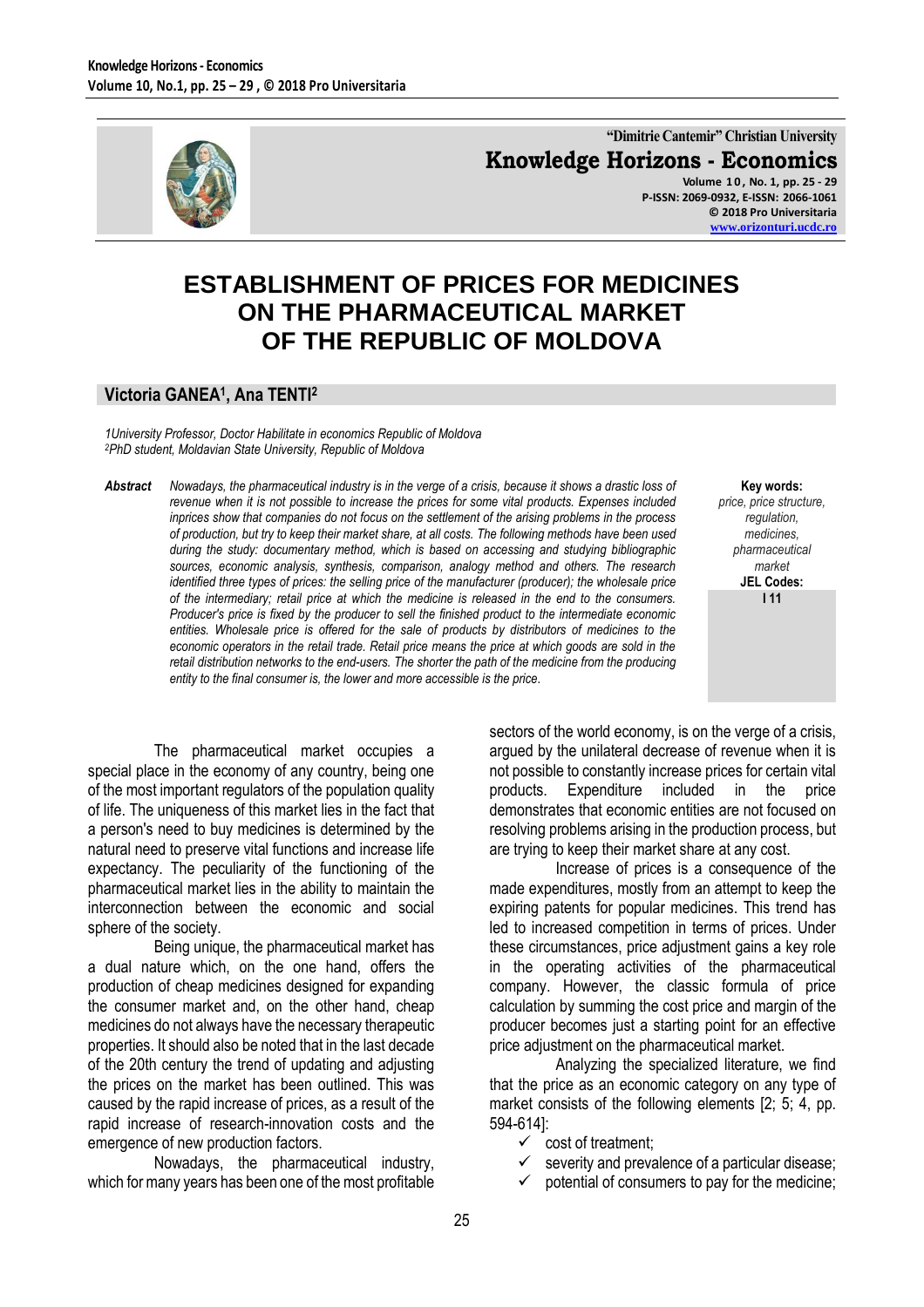# ESTABLISHMENT OF PRICES FOR MEDICINES ON THE PHARMACEUTICAL MARKET OF THE REPUBLIC OF MOLDOVA

**Victoria GANEA[1], Ana TENTI[2]**

*[1]University Professor, Doctor Habilitate in economics Republic of Moldova*
*[2]PhD student, Moldavian State University, Republic of Moldova*

***Abstract*** *Nowadays, the pharmaceutical industry is in the verge of a crisis, because it shows a drastic loss of revenue when it is not possible to increase the prices for some vital products. Expenses included inprices show that companies do not focus on the settlement of the arising problems in the process of production, but try to keep their market share, at all costs. The following methods have been used during the study: documentary method, which is based on accessing and studying bibliographic sources, economic analysis, synthesis, comparison, analogy method and others. The research identified three types of prices: the selling price of the manufacturer (producer); the wholesale price of the intermediary; retail price at which the medicine is released in the end to the consumers. Producer's price is fixed by the producer to sell the finished product to the intermediate economic entities. Wholesale price is offered for the sale of products by distributors of medicines to the economic operators in the retail trade. Retail price means the price at which goods are sold in the retail distribution networks to the end-users. The shorter the path of the medicine from the producing entity to the final consumer is, the lower and more accessible is the price.*

**Key words:** *price, price structure, regulation, medicines, pharmaceutical market*

**JEL Codes:** I 11

The pharmaceutical market occupies a special place in the economy of any country, being one of the most important regulators of the population quality of life. The uniqueness of this market lies in the fact that a person's need to buy medicines is determined by the natural need to preserve vital functions and increase life expectancy. The peculiarity of the functioning of the pharmaceutical market lies in the ability to maintain the interconnection between the economic and social sphere of the society.

Being unique, the pharmaceutical market has a dual nature which, on the one hand, offers the production of cheap medicines designed for expanding the consumer market and, on the other hand, cheap medicines do not always have the necessary therapeutic properties. It should also be noted that in the last decade of the 20th century the trend of updating and adjusting the prices on the market has been outlined. This was caused by the rapid increase of prices, as a result of the rapid increase of research-innovation costs and the emergence of new production factors.

Nowadays, the pharmaceutical industry, which for many years has been one of the most profitable sectors of the world economy, is on the verge of a crisis, argued by the unilateral decrease of revenue when it is not possible to constantly increase prices for certain vital products. Expenditure included in the price demonstrates that economic entities are not focused on resolving problems arising in the production process, but are trying to keep their market share at any cost.

Increase of prices is a consequence of the made expenditures, mostly from an attempt to keep the expiring patents for popular medicines. This trend has led to increased competition in terms of prices. Under these circumstances, price adjustment gains a key role in the operating activities of the pharmaceutical company. However, the classic formula of price calculation by summing the cost price and margin of the producer becomes just a starting point for an effective price adjustment on the pharmaceutical market.

Analyzing the specialized literature, we find that the price as an economic category on any type of market consists of the following elements [2; 5; 4, pp. 594-614]:

- ✓ cost of treatment;
- ✓ severity and prevalence of a particular disease;
- ✓ potential of consumers to pay for the medicine;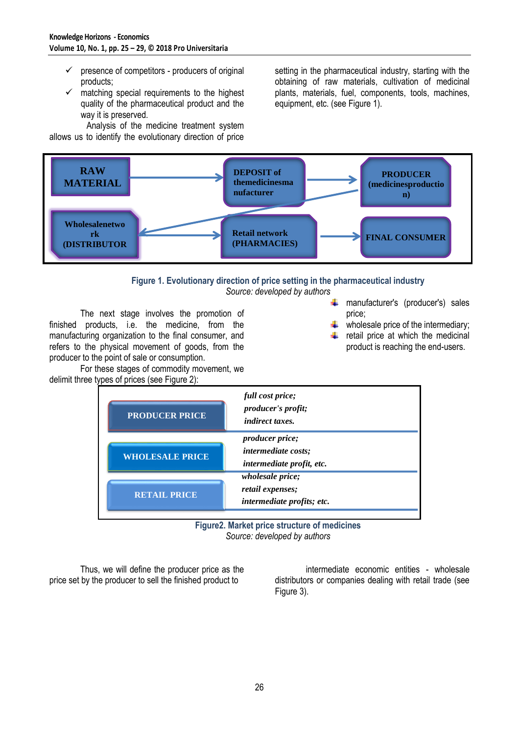- ✓ presence of competitors - producers of original products;
- ✓ matching special requirements to the highest quality of the pharmaceutical product and the way it is preserved.

Analysis of the medicine treatment system allows us to identify the evolutionary direction of price setting in the pharmaceutical industry, starting with the obtaining of raw materials, cultivation of medicinal plants, materials, fuel, components, tools, machines, equipment, etc. (see Figure 1).

RAW MATERIAL → DEPOSIT of themedicinesmanufacturer → PRODUCER (medicinesproduction) → Wholesalenetwork (DISTRIBUTOR) → Retail network (PHARMACIES) → FINAL CONSUMER

**Figure 1. Evolutionary direction of price setting in the pharmaceutical industry**
*Source: developed by authors*

The next stage involves the promotion of finished products, i.e. the medicine, from the manufacturing organization to the final consumer, and refers to the physical movement of goods, from the producer to the point of sale or consumption.

For these stages of commodity movement, we delimit three types of prices (see Figure 2):

- manufacturer's (producer's) sales price;
- wholesale price of the intermediary;
- retail price at which the medicinal product is reaching the end-users.

| | |
|---|---|
| PRODUCER PRICE | *full cost price; producer's profit; indirect taxes.* |
| WHOLESALE PRICE | *producer price; intermediate costs; intermediate profit, etc.* |
| RETAIL PRICE | *wholesale price; retail expenses; intermediate profits; etc.* |

**Figure2. Market price structure of medicines**
*Source: developed by authors*

Thus, we will define the producer price as the price set by the producer to sell the finished product to intermediate economic entities - wholesale distributors or companies dealing with retail trade (see Figure 3).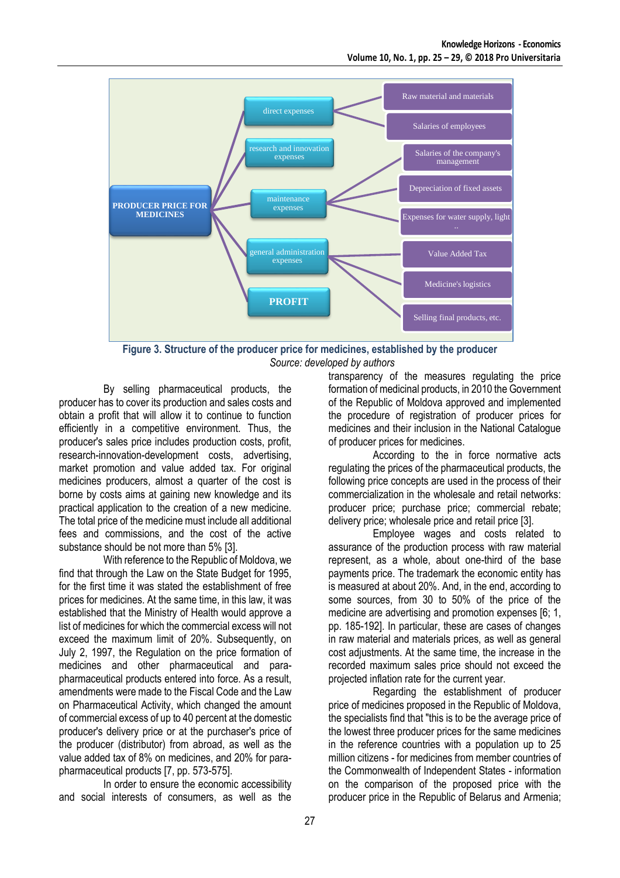**Figure 3. Structure of the producer price for medicines, established by the producer**

*Source: developed by authors*

By selling pharmaceutical products, the producer has to cover its production and sales costs and obtain a profit that will allow it to continue to function efficiently in a competitive environment. Thus, the producer's sales price includes production costs, profit, research-innovation-development costs, advertising, market promotion and value added tax. For original medicines producers, almost a quarter of the cost is borne by costs aims at gaining new knowledge and its practical application to the creation of a new medicine. The total price of the medicine must include all additional fees and commissions, and the cost of the active substance should be not more than 5% [3].

With reference to the Republic of Moldova, we find that through the Law on the State Budget for 1995, for the first time it was stated the establishment of free prices for medicines. At the same time, in this law, it was established that the Ministry of Health would approve a list of medicines for which the commercial excess will not exceed the maximum limit of 20%. Subsequently, on July 2, 1997, the Regulation on the price formation of medicines and other pharmaceutical and para-pharmaceutical products entered into force. As a result, amendments were made to the Fiscal Code and the Law on Pharmaceutical Activity, which changed the amount of commercial excess of up to 40 percent at the domestic producer's delivery price or at the purchaser's price of the producer (distributor) from abroad, as well as the value added tax of 8% on medicines, and 20% for para-pharmaceutical products [7, pp. 573-575].

In order to ensure the economic accessibility and social interests of consumers, as well as the transparency of the measures regulating the price formation of medicinal products, in 2010 the Government of the Republic of Moldova approved and implemented the procedure of registration of producer prices for medicines and their inclusion in the National Catalogue of producer prices for medicines.

According to the in force normative acts regulating the prices of the pharmaceutical products, the following price concepts are used in the process of their commercialization in the wholesale and retail networks: producer price; purchase price; commercial rebate; delivery price; wholesale price and retail price [3].

Employee wages and costs related to assurance of the production process with raw material represent, as a whole, about one-third of the base payments price. The trademark the economic entity has is measured at about 20%. And, in the end, according to some sources, from 30 to 50% of the price of the medicine are advertising and promotion expenses [6; 1, pp. 185-192]. In particular, these are cases of changes in raw material and materials prices, as well as general cost adjustments. At the same time, the increase in the recorded maximum sales price should not exceed the projected inflation rate for the current year.

Regarding the establishment of producer price of medicines proposed in the Republic of Moldova, the specialists find that "this is to be the average price of the lowest three producer prices for the same medicines in the reference countries with a population up to 25 million citizens - for medicines from member countries of the Commonwealth of Independent States - information on the comparison of the proposed price with the producer price in the Republic of Belarus and Armenia;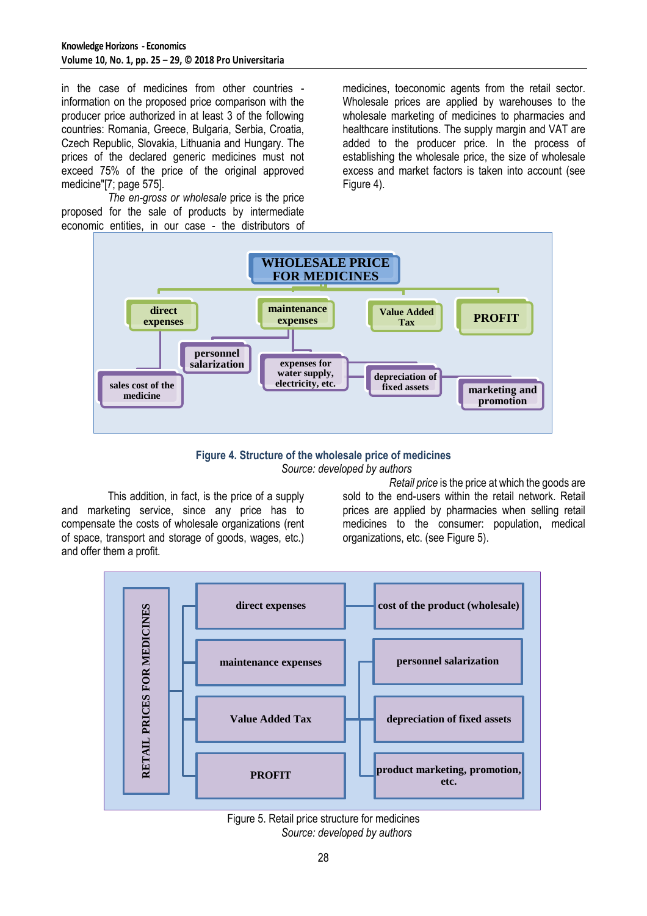in the case of medicines from other countries - information on the proposed price comparison with the producer price authorized in at least 3 of the following countries: Romania, Greece, Bulgaria, Serbia, Croatia, Czech Republic, Slovakia, Lithuania and Hungary. The prices of the declared generic medicines must not exceed 75% of the price of the original approved medicine"[7; page 575].

*The en-gross or wholesale* price is the price proposed for the sale of products by intermediate economic entities, in our case - the distributors of medicines, toeconomic agents from the retail sector. Wholesale prices are applied by warehouses to the wholesale marketing of medicines to pharmacies and healthcare institutions. The supply margin and VAT are added to the producer price. In the process of establishing the wholesale price, the size of wholesale excess and market factors is taken into account (see Figure 4).

WHOLESALE PRICE FOR MEDICINES

- direct expenses
  - sales cost of the medicine
- maintenance expenses
  - personnel salarization
  - expenses for water supply, electricity, etc.
  - depreciation of fixed assets
  - marketing and promotion
- Value Added Tax
- PROFIT

**Figure 4. Structure of the wholesale price of medicines**
*Source: developed by authors*

This addition, in fact, is the price of a supply and marketing service, since any price has to compensate the costs of wholesale organizations (rent of space, transport and storage of goods, wages, etc.) and offer them a profit.

*Retail price* is the price at which the goods are sold to the end-users within the retail network. Retail prices are applied by pharmacies when selling retail medicines to the consumer: population, medical organizations, etc. (see Figure 5).

RETAIL PRICES FOR MEDICINES

- direct expenses
  - cost of the product (wholesale)
- maintenance expenses
  - personnel salarization
  - depreciation of fixed assets
  - product marketing, promotion, etc.
- Value Added Tax
- PROFIT

Figure 5. Retail price structure for medicines
*Source: developed by authors*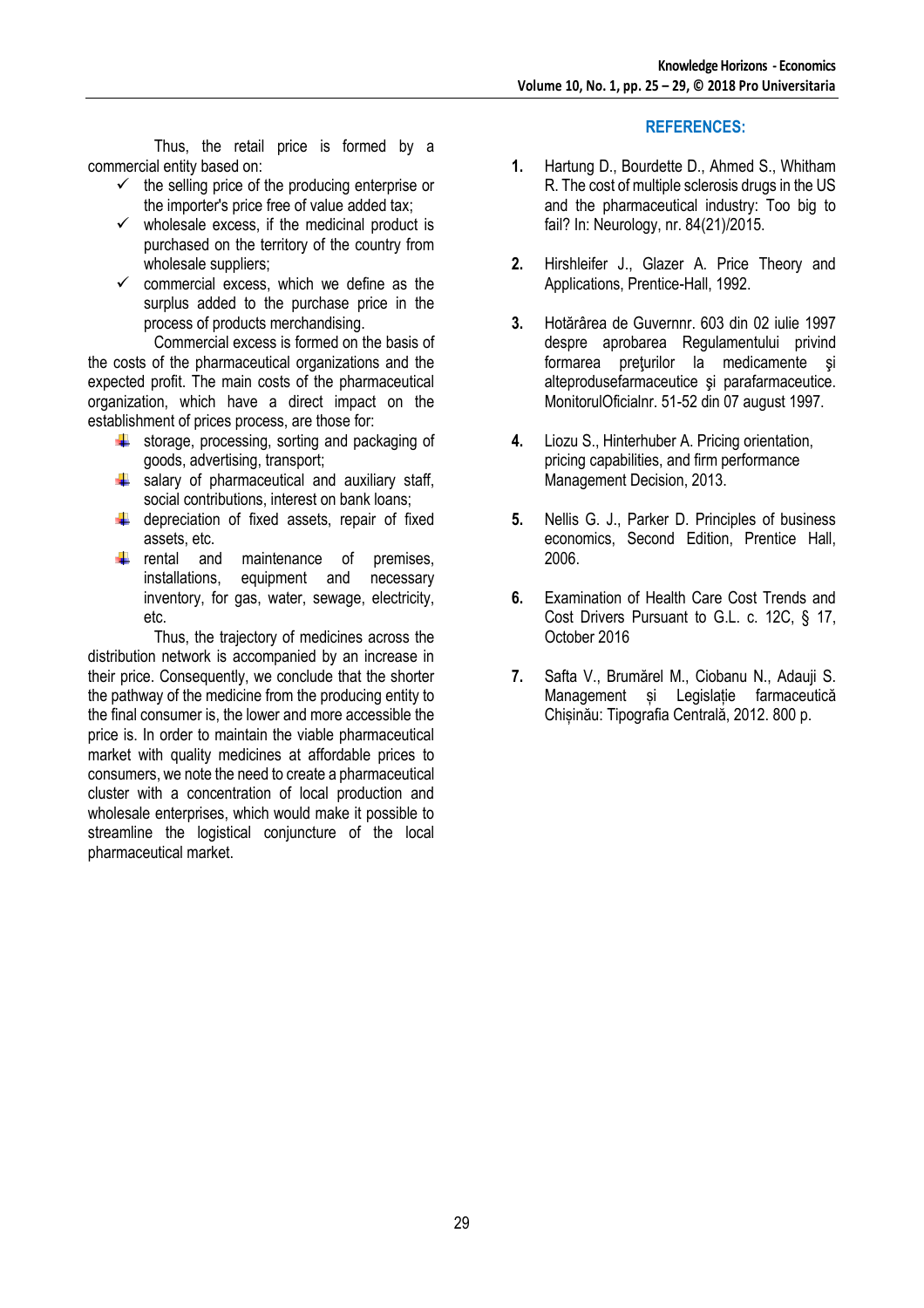Thus, the retail price is formed by a commercial entity based on:

- the selling price of the producing enterprise or the importer's price free of value added tax;
- wholesale excess, if the medicinal product is purchased on the territory of the country from wholesale suppliers;
- commercial excess, which we define as the surplus added to the purchase price in the process of products merchandising.

Commercial excess is formed on the basis of the costs of the pharmaceutical organizations and the expected profit. The main costs of the pharmaceutical organization, which have a direct impact on the establishment of prices process, are those for:

- storage, processing, sorting and packaging of goods, advertising, transport;
- salary of pharmaceutical and auxiliary staff, social contributions, interest on bank loans;
- depreciation of fixed assets, repair of fixed assets, etc.
- rental and maintenance of premises, installations, equipment and necessary inventory, for gas, water, sewage, electricity, etc.

Thus, the trajectory of medicines across the distribution network is accompanied by an increase in their price. Consequently, we conclude that the shorter the pathway of the medicine from the producing entity to the final consumer is, the lower and more accessible the price is. In order to maintain the viable pharmaceutical market with quality medicines at affordable prices to consumers, we note the need to create a pharmaceutical cluster with a concentration of local production and wholesale enterprises, which would make it possible to streamline the logistical conjuncture of the local pharmaceutical market.

## REFERENCES:

1. Hartung D., Bourdette D., Ahmed S., Whitham R. The cost of multiple sclerosis drugs in the US and the pharmaceutical industry: Too big to fail? In: Neurology, nr. 84(21)/2015.
2. Hirshleifer J., Glazer A. Price Theory and Applications, Prentice-Hall, 1992.
3. Hotărârea de Guvernnr. 603 din 02 iulie 1997 despre aprobarea Regulamentului privind formarea preţurilor la medicamente şi alteprodusefarmaceutice şi parafarmaceutice. MonitorulOficialnr. 51-52 din 07 august 1997.
4. Liozu S., Hinterhuber A. Pricing orientation, pricing capabilities, and firm performance Management Decision, 2013.
5. Nellis G. J., Parker D. Principles of business economics, Second Edition, Prentice Hall, 2006.
6. Examination of Health Care Cost Trends and Cost Drivers Pursuant to G.L. c. 12C, § 17, October 2016
7. Safta V., Brumărel M., Ciobanu N., Adauji S. Management și Legislație farmaceutică Chișinău: Tipografia Centrală, 2012. 800 p.